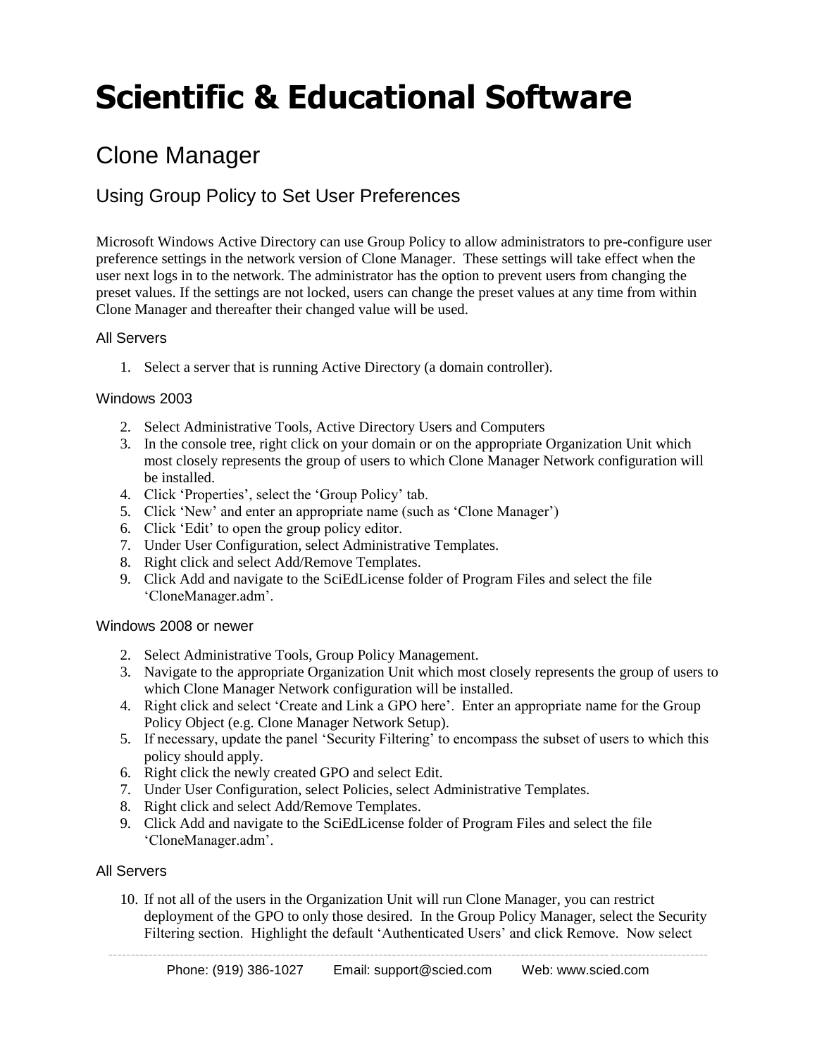# Scientific & Educational Software

## Clone Manager

### Using Group Policy to Set User Preferences

Microsoft Windows Active Directory can use Group Policy to allow administrators to pre-configure user preference settings in the network version of Clone Manager. These settings will take effect when the user next logs in to the network. The administrator has the option to prevent users from changing the preset values. If the settings are not locked, users can change the preset values at any time from within Clone Manager and thereafter their changed value will be used.

#### All Servers

1. Select a server that is running Active Directory (a domain controller).

#### Windows 2003

2. Select Administrative Tools, Active Directory Users and Computers
3. In the console tree, right click on your domain or on the appropriate Organization Unit which most closely represents the group of users to which Clone Manager Network configuration will be installed.
4. Click 'Properties', select the 'Group Policy' tab.
5. Click 'New' and enter an appropriate name (such as 'Clone Manager')
6. Click 'Edit' to open the group policy editor.
7. Under User Configuration, select Administrative Templates.
8. Right click and select Add/Remove Templates.
9. Click Add and navigate to the SciEdLicense folder of Program Files and select the file 'CloneManager.adm'.

#### Windows 2008 or newer

2. Select Administrative Tools, Group Policy Management.
3. Navigate to the appropriate Organization Unit which most closely represents the group of users to which Clone Manager Network configuration will be installed.
4. Right click and select 'Create and Link a GPO here'. Enter an appropriate name for the Group Policy Object (e.g. Clone Manager Network Setup).
5. If necessary, update the panel 'Security Filtering' to encompass the subset of users to which this policy should apply.
6. Right click the newly created GPO and select Edit.
7. Under User Configuration, select Policies, select Administrative Templates.
8. Right click and select Add/Remove Templates.
9. Click Add and navigate to the SciEdLicense folder of Program Files and select the file 'CloneManager.adm'.

#### All Servers

10. If not all of the users in the Organization Unit will run Clone Manager, you can restrict deployment of the GPO to only those desired. In the Group Policy Manager, select the Security Filtering section. Highlight the default 'Authenticated Users' and click Remove. Now select

Phone: (919) 386-1027 Email: support@scied.com Web: www.scied.com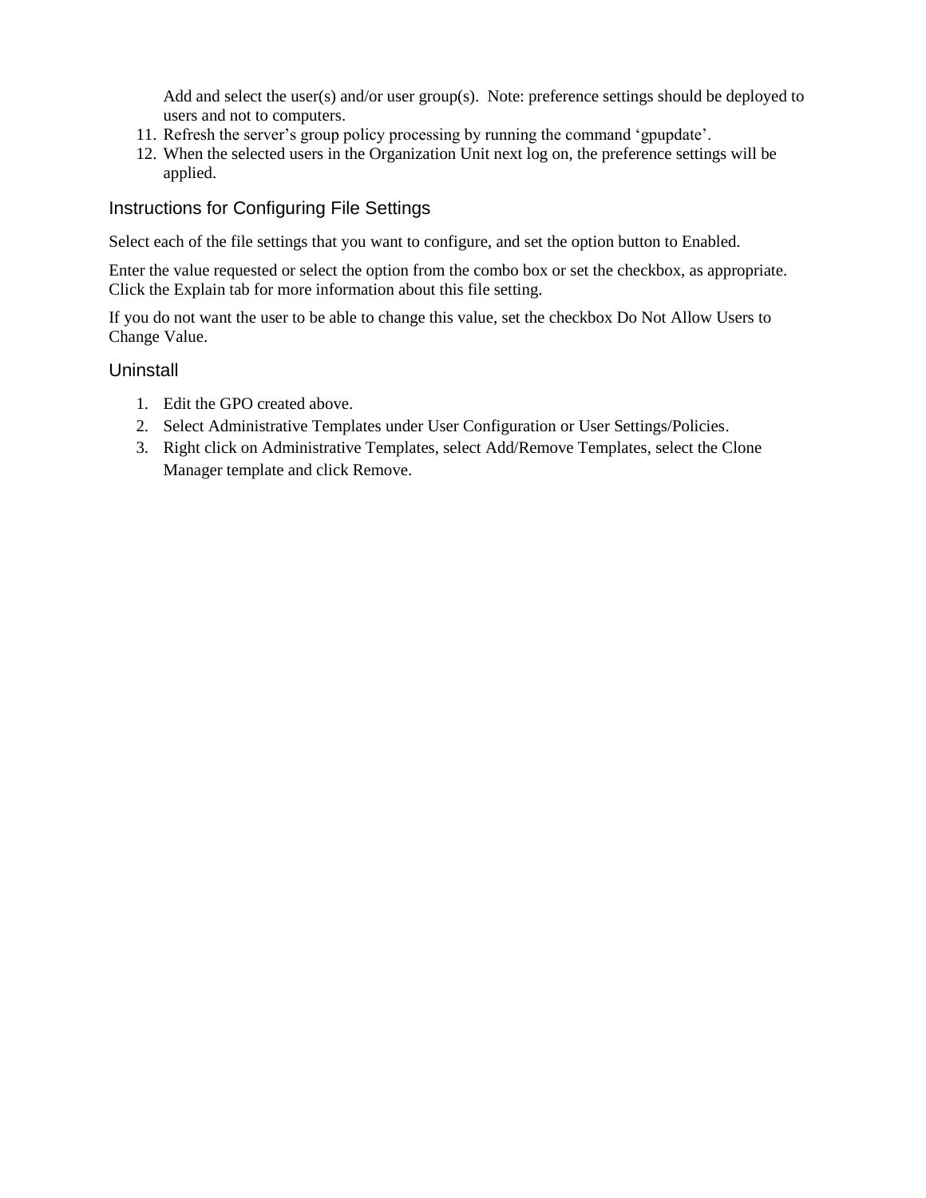Add and select the user(s) and/or user group(s). Note: preference settings should be deployed to users and not to computers.

11. Refresh the server's group policy processing by running the command 'gpupdate'.
12. When the selected users in the Organization Unit next log on, the preference settings will be applied.

## Instructions for Configuring File Settings

Select each of the file settings that you want to configure, and set the option button to Enabled.

Enter the value requested or select the option from the combo box or set the checkbox, as appropriate. Click the Explain tab for more information about this file setting.

If you do not want the user to be able to change this value, set the checkbox Do Not Allow Users to Change Value.

## Uninstall

1. Edit the GPO created above.
2. Select Administrative Templates under User Configuration or User Settings/Policies.
3. Right click on Administrative Templates, select Add/Remove Templates, select the Clone Manager template and click Remove.